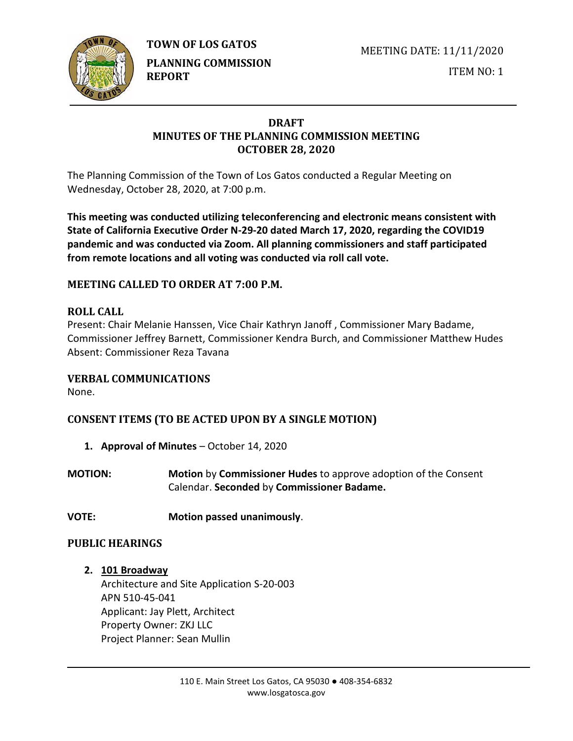**TOWN OF LOS GATOS**

**PLANNING COMMISSION REPORT**

MEETING DATE: 11/11/2020

ITEM NO: 1

# DRAFT
# MINUTES OF THE PLANNING COMMISSION MEETING
# OCTOBER 28, 2020

The Planning Commission of the Town of Los Gatos conducted a Regular Meeting on Wednesday, October 28, 2020, at 7:00 p.m.

**This meeting was conducted utilizing teleconferencing and electronic means consistent with State of California Executive Order N-29-20 dated March 17, 2020, regarding the COVID19 pandemic and was conducted via Zoom. All planning commissioners and staff participated from remote locations and all voting was conducted via roll call vote.**

## MEETING CALLED TO ORDER AT 7:00 P.M.

## ROLL CALL

Present: Chair Melanie Hanssen, Vice Chair Kathryn Janoff , Commissioner Mary Badame, Commissioner Jeffrey Barnett, Commissioner Kendra Burch, and Commissioner Matthew Hudes
Absent: Commissioner Reza Tavana

## VERBAL COMMUNICATIONS

None.

## CONSENT ITEMS (TO BE ACTED UPON BY A SINGLE MOTION)

1. **Approval of Minutes** – October 14, 2020

**MOTION:** **Motion** by **Commissioner Hudes** to approve adoption of the Consent Calendar. **Seconded** by **Commissioner Badame.**

**VOTE:** **Motion passed unanimously**.

## PUBLIC HEARINGS

2. **101 Broadway**
   Architecture and Site Application S-20-003
   APN 510-45-041
   Applicant: Jay Plett, Architect
   Property Owner: ZKJ LLC
   Project Planner: Sean Mullin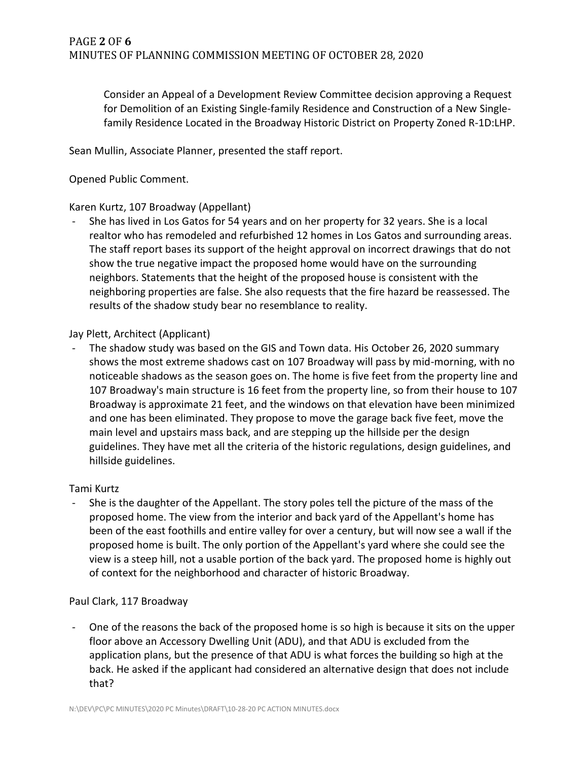Consider an Appeal of a Development Review Committee decision approving a Request for Demolition of an Existing Single-family Residence and Construction of a New Single-family Residence Located in the Broadway Historic District on Property Zoned R-1D:LHP.

Sean Mullin, Associate Planner, presented the staff report.

Opened Public Comment.

Karen Kurtz, 107 Broadway (Appellant)

- She has lived in Los Gatos for 54 years and on her property for 32 years. She is a local realtor who has remodeled and refurbished 12 homes in Los Gatos and surrounding areas. The staff report bases its support of the height approval on incorrect drawings that do not show the true negative impact the proposed home would have on the surrounding neighbors. Statements that the height of the proposed house is consistent with the neighboring properties are false. She also requests that the fire hazard be reassessed. The results of the shadow study bear no resemblance to reality.

Jay Plett, Architect (Applicant)

- The shadow study was based on the GIS and Town data. His October 26, 2020 summary shows the most extreme shadows cast on 107 Broadway will pass by mid-morning, with no noticeable shadows as the season goes on. The home is five feet from the property line and 107 Broadway's main structure is 16 feet from the property line, so from their house to 107 Broadway is approximate 21 feet, and the windows on that elevation have been minimized and one has been eliminated. They propose to move the garage back five feet, move the main level and upstairs mass back, and are stepping up the hillside per the design guidelines. They have met all the criteria of the historic regulations, design guidelines, and hillside guidelines.

Tami Kurtz

- She is the daughter of the Appellant. The story poles tell the picture of the mass of the proposed home. The view from the interior and back yard of the Appellant's home has been of the east foothills and entire valley for over a century, but will now see a wall if the proposed home is built. The only portion of the Appellant's yard where she could see the view is a steep hill, not a usable portion of the back yard. The proposed home is highly out of context for the neighborhood and character of historic Broadway.

Paul Clark, 117 Broadway

- One of the reasons the back of the proposed home is so high is because it sits on the upper floor above an Accessory Dwelling Unit (ADU), and that ADU is excluded from the application plans, but the presence of that ADU is what forces the building so high at the back. He asked if the applicant had considered an alternative design that does not include that?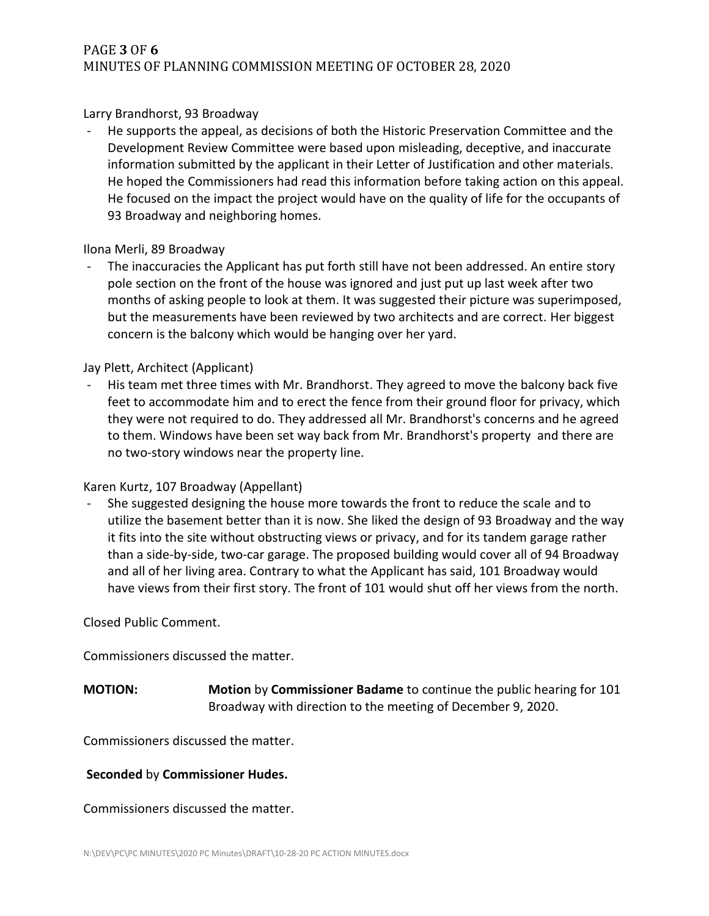Larry Brandhorst, 93 Broadway

- He supports the appeal, as decisions of both the Historic Preservation Committee and the Development Review Committee were based upon misleading, deceptive, and inaccurate information submitted by the applicant in their Letter of Justification and other materials. He hoped the Commissioners had read this information before taking action on this appeal. He focused on the impact the project would have on the quality of life for the occupants of 93 Broadway and neighboring homes.

Ilona Merli, 89 Broadway

- The inaccuracies the Applicant has put forth still have not been addressed. An entire story pole section on the front of the house was ignored and just put up last week after two months of asking people to look at them. It was suggested their picture was superimposed, but the measurements have been reviewed by two architects and are correct. Her biggest concern is the balcony which would be hanging over her yard.

Jay Plett, Architect (Applicant)

- His team met three times with Mr. Brandhorst. They agreed to move the balcony back five feet to accommodate him and to erect the fence from their ground floor for privacy, which they were not required to do. They addressed all Mr. Brandhorst's concerns and he agreed to them. Windows have been set way back from Mr. Brandhorst's property and there are no two-story windows near the property line.

Karen Kurtz, 107 Broadway (Appellant)

- She suggested designing the house more towards the front to reduce the scale and to utilize the basement better than it is now. She liked the design of 93 Broadway and the way it fits into the site without obstructing views or privacy, and for its tandem garage rather than a side-by-side, two-car garage. The proposed building would cover all of 94 Broadway and all of her living area. Contrary to what the Applicant has said, 101 Broadway would have views from their first story. The front of 101 would shut off her views from the north.

Closed Public Comment.

Commissioners discussed the matter.

**MOTION:** **Motion** by **Commissioner Badame** to continue the public hearing for 101 Broadway with direction to the meeting of December 9, 2020.

Commissioners discussed the matter.

**Seconded** by **Commissioner Hudes.**

Commissioners discussed the matter.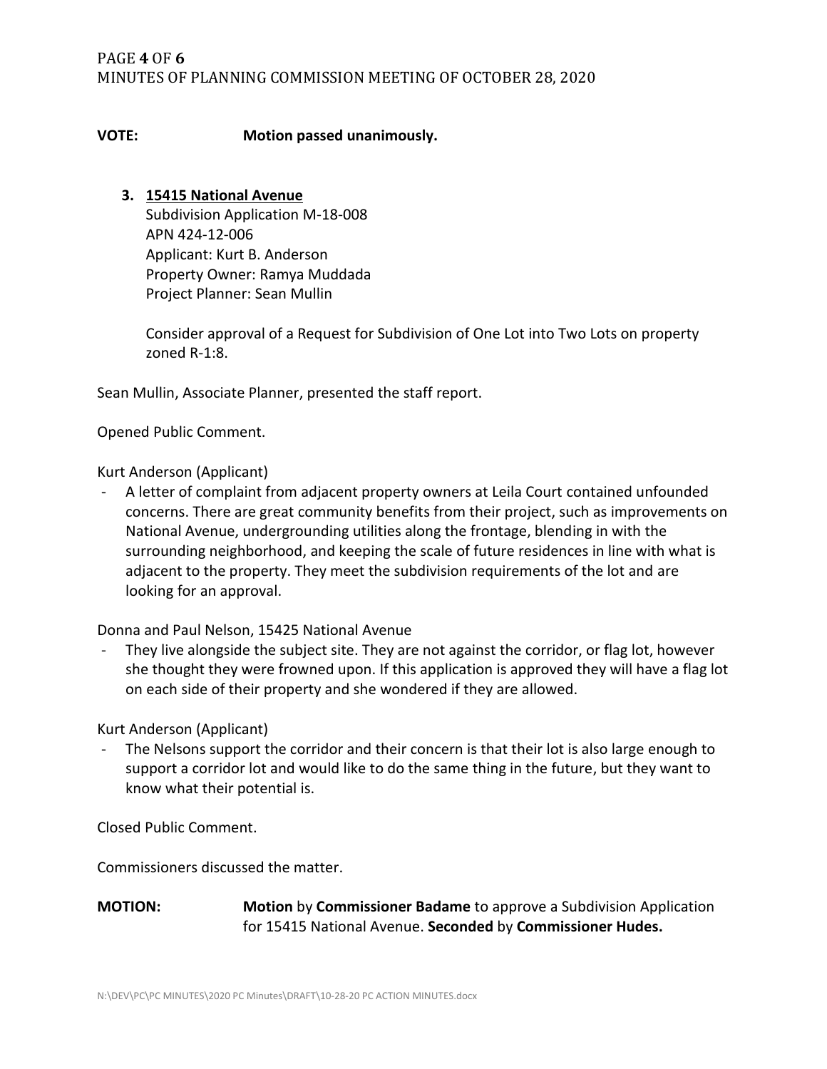**VOTE:** **Motion passed unanimously.**

3. **15415 National Avenue**
   Subdivision Application M-18-008
   APN 424-12-006
   Applicant: Kurt B. Anderson
   Property Owner: Ramya Muddada
   Project Planner: Sean Mullin

   Consider approval of a Request for Subdivision of One Lot into Two Lots on property zoned R-1:8.

Sean Mullin, Associate Planner, presented the staff report.

Opened Public Comment.

Kurt Anderson (Applicant)

- A letter of complaint from adjacent property owners at Leila Court contained unfounded concerns. There are great community benefits from their project, such as improvements on National Avenue, undergrounding utilities along the frontage, blending in with the surrounding neighborhood, and keeping the scale of future residences in line with what is adjacent to the property. They meet the subdivision requirements of the lot and are looking for an approval.

Donna and Paul Nelson, 15425 National Avenue

- They live alongside the subject site. They are not against the corridor, or flag lot, however she thought they were frowned upon. If this application is approved they will have a flag lot on each side of their property and she wondered if they are allowed.

Kurt Anderson (Applicant)

- The Nelsons support the corridor and their concern is that their lot is also large enough to support a corridor lot and would like to do the same thing in the future, but they want to know what their potential is.

Closed Public Comment.

Commissioners discussed the matter.

**MOTION:** **Motion** by **Commissioner Badame** to approve a Subdivision Application for 15415 National Avenue. **Seconded** by **Commissioner Hudes.**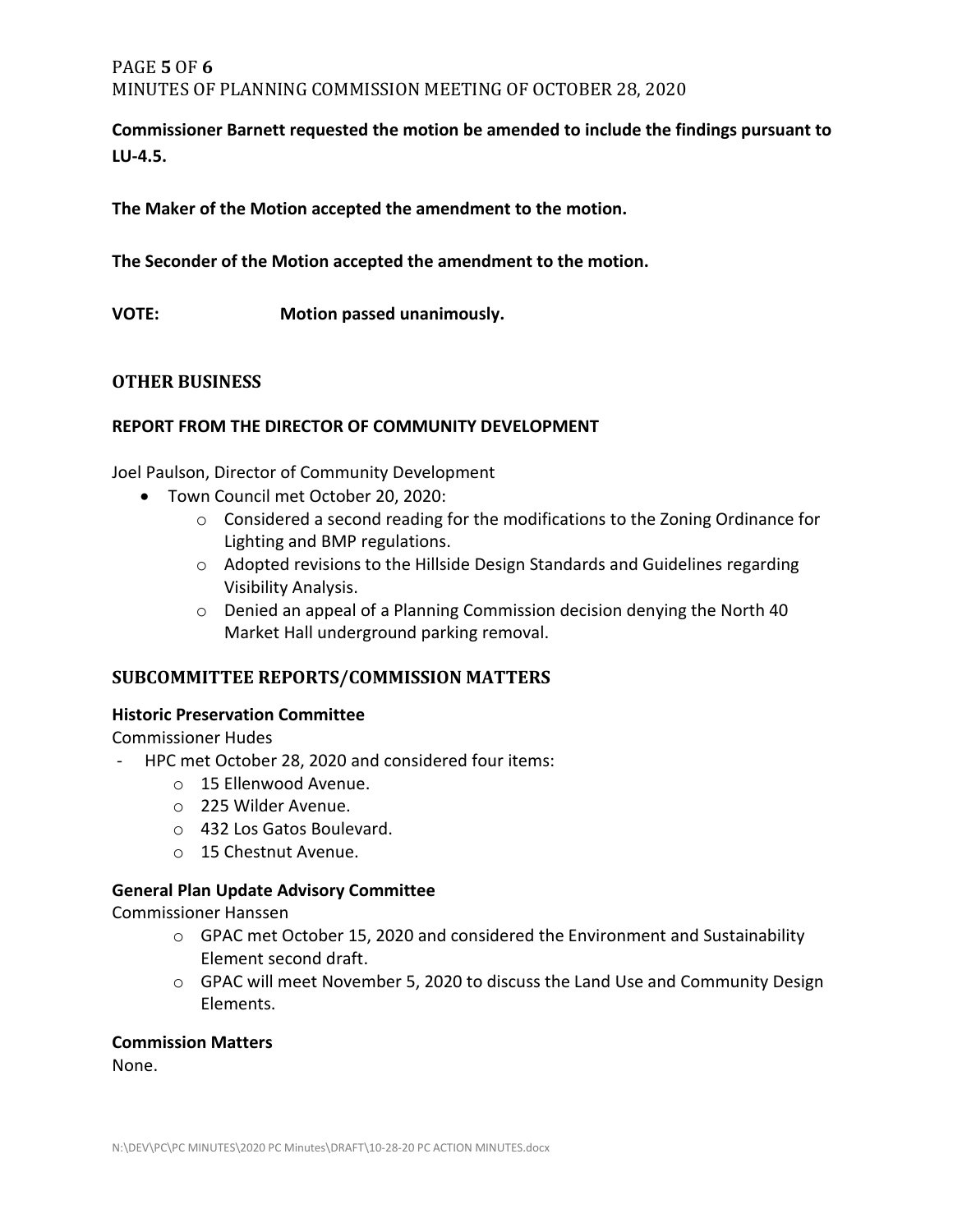**Commissioner Barnett requested the motion be amended to include the findings pursuant to LU-4.5.**

**The Maker of the Motion accepted the amendment to the motion.**

**The Seconder of the Motion accepted the amendment to the motion.**

**VOTE: Motion passed unanimously.**

## OTHER BUSINESS

### REPORT FROM THE DIRECTOR OF COMMUNITY DEVELOPMENT

Joel Paulson, Director of Community Development

- Town Council met October 20, 2020:
  - Considered a second reading for the modifications to the Zoning Ordinance for Lighting and BMP regulations.
  - Adopted revisions to the Hillside Design Standards and Guidelines regarding Visibility Analysis.
  - Denied an appeal of a Planning Commission decision denying the North 40 Market Hall underground parking removal.

## SUBCOMMITTEE REPORTS/COMMISSION MATTERS

### Historic Preservation Committee

Commissioner Hudes

- HPC met October 28, 2020 and considered four items:
  - 15 Ellenwood Avenue.
  - 225 Wilder Avenue.
  - 432 Los Gatos Boulevard.
  - 15 Chestnut Avenue.

### General Plan Update Advisory Committee

Commissioner Hanssen

- GPAC met October 15, 2020 and considered the Environment and Sustainability Element second draft.
- GPAC will meet November 5, 2020 to discuss the Land Use and Community Design Elements.

### Commission Matters

None.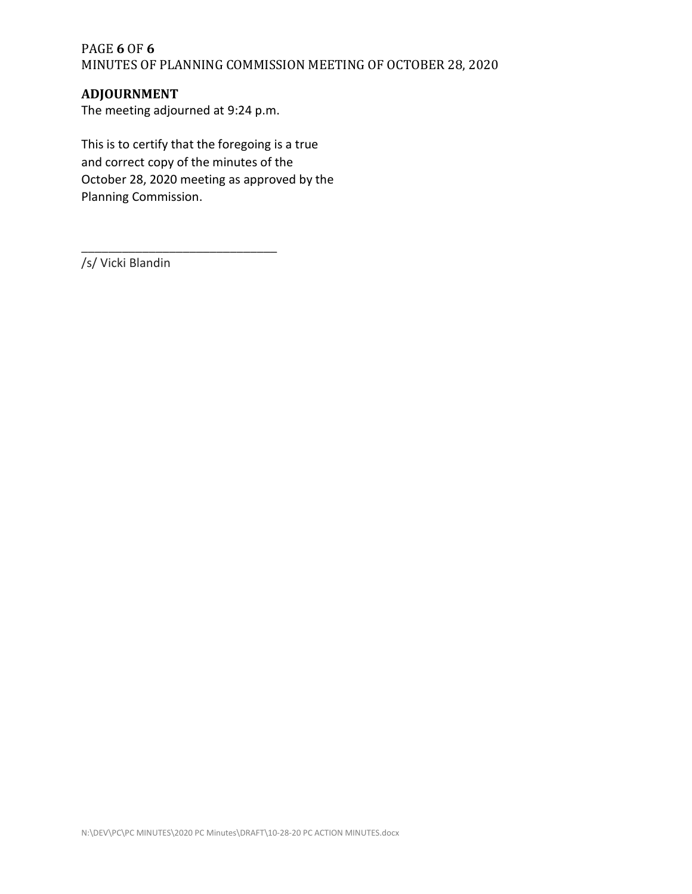## ADJOURNMENT

The meeting adjourned at 9:24 p.m.

This is to certify that the foregoing is a true and correct copy of the minutes of the October 28, 2020 meeting as approved by the Planning Commission.

______________________________

/s/ Vicki Blandin